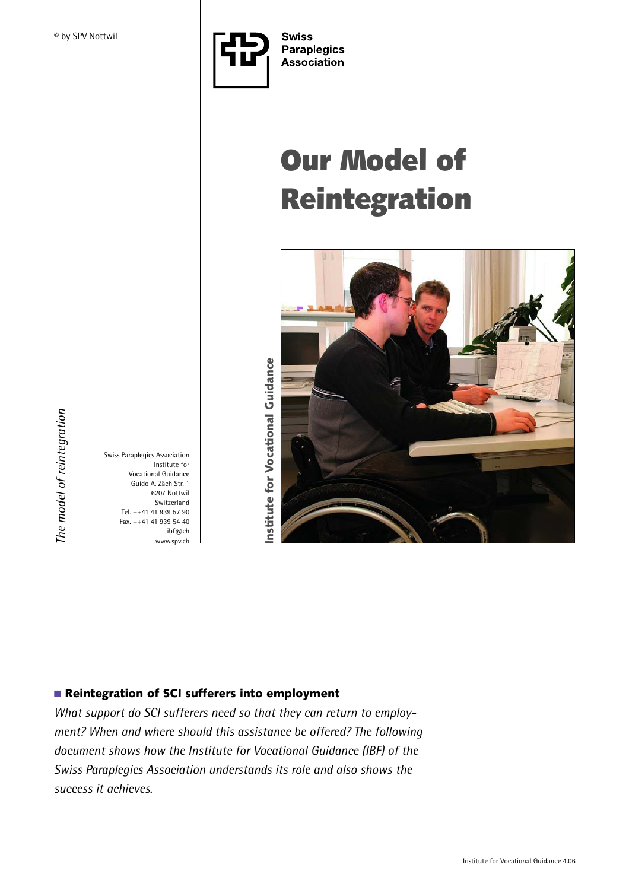© by SPV Nottwil

Swiss Paraplegics Association

# Our Model of Reintegration

Institute for Vocational Guidance

*The model of reintegration*

Swiss Paraplegics Association
Institute for
Vocational Guidance
Guido A. Zäch Str. 1
6207 Nottwil
Switzerland
Tel. ++41 41 939 57 90
Fax. ++41 41 939 54 40
ibf@ch
www.spv.ch

## Reintegration of SCI sufferers into employment

*What support do SCI sufferers need so that they can return to employment? When and where should this assistance be offered? The following document shows how the Institute for Vocational Guidance (IBF) of the Swiss Paraplegics Association understands its role and also shows the success it achieves.*

Institute for Vocational Guidance 4.06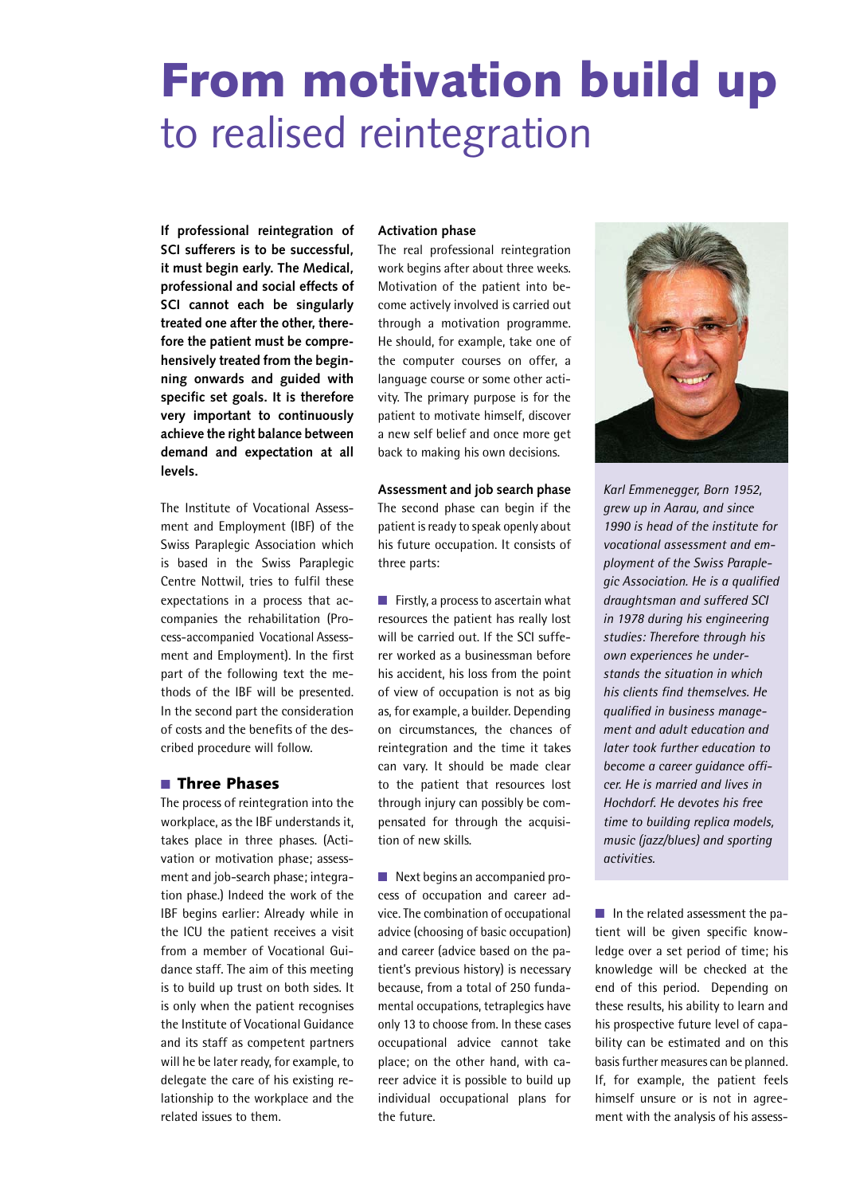# From motivation build up
to realised reintegration

**If professional reintegration of SCI sufferers is to be successful, it must begin early. The Medical, professional and social effects of SCI cannot each be singularly treated one after the other, therefore the patient must be comprehensively treated from the beginning onwards and guided with specific set goals. It is therefore very important to continuously achieve the right balance between demand and expectation at all levels.**

The Institute of Vocational Assessment and Employment (IBF) of the Swiss Paraplegic Association which is based in the Swiss Paraplegic Centre Nottwil, tries to fulfil these expectations in a process that accompanies the rehabilitation (Process-accompanied Vocational Assessment and Employment). In the first part of the following text the methods of the IBF will be presented. In the second part the consideration of costs and the benefits of the described procedure will follow.

## Three Phases

The process of reintegration into the workplace, as the IBF understands it, takes place in three phases. (Activation or motivation phase; assessment and job-search phase; integration phase.) Indeed the work of the IBF begins earlier: Already while in the ICU the patient receives a visit from a member of Vocational Guidance staff. The aim of this meeting is to build up trust on both sides. It is only when the patient recognises the Institute of Vocational Guidance and its staff as competent partners will he be later ready, for example, to delegate the care of his existing relationship to the workplace and the related issues to them.

### Activation phase

The real professional reintegration work begins after about three weeks. Motivation of the patient into become actively involved is carried out through a motivation programme. He should, for example, take one of the computer courses on offer, a language course or some other activity. The primary purpose is for the patient to motivate himself, discover a new self belief and once more get back to making his own decisions.

### Assessment and job search phase

The second phase can begin if the patient is ready to speak openly about his future occupation. It consists of three parts:

- Firstly, a process to ascertain what resources the patient has really lost will be carried out. If the SCI sufferer worked as a businessman before his accident, his loss from the point of view of occupation is not as big as, for example, a builder. Depending on circumstances, the chances of reintegration and the time it takes can vary. It should be made clear to the patient that resources lost through injury can possibly be compensated for through the acquisition of new skills.

- Next begins an accompanied process of occupation and career advice. The combination of occupational advice (choosing of basic occupation) and career (advice based on the patient's previous history) is necessary because, from a total of 250 fundamental occupations, tetraplegics have only 13 to choose from. In these cases occupational advice cannot take place; on the other hand, with career advice it is possible to build up individual occupational plans for the future.

*Karl Emmenegger, Born 1952, grew up in Aarau, and since 1990 is head of the institute for vocational assessment and employment of the Swiss Paraplegic Association. He is a qualified draughtsman and suffered SCI in 1978 during his engineering studies: Therefore through his own experiences he understands the situation in which his clients find themselves. He qualified in business management and adult education and later took further education to become a career guidance officer. He is married and lives in Hochdorf. He devotes his free time to building replica models, music (jazz/blues) and sporting activities.*

- In the related assessment the patient will be given specific knowledge over a set period of time; his knowledge will be checked at the end of this period. Depending on these results, his ability to learn and his prospective future level of capability can be estimated and on this basis further measures can be planned. If, for example, the patient feels himself unsure or is not in agreement with the analysis of his assess-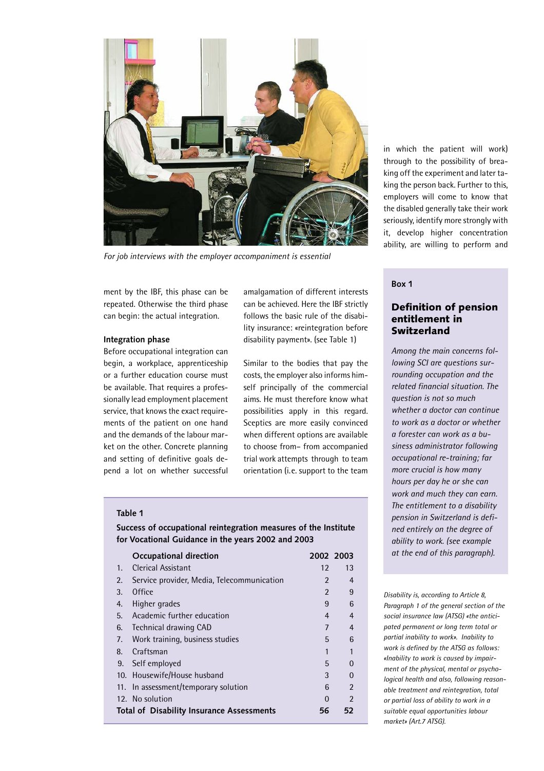*For job interviews with the employer accompaniment is essential*

ment by the IBF, this phase can be repeated. Otherwise the third phase can begin: the actual integration.

**Integration phase**

Before occupational integration can begin, a workplace, apprenticeship or a further education course must be available. That requires a professionally lead employment placement service, that knows the exact requirements of the patient on one hand and the demands of the labour market on the other. Concrete planning and setting of definitive goals depend a lot on whether successful amalgamation of different interests can be achieved. Here the IBF strictly follows the basic rule of the disability insurance: «reintegration before disability payment». (see Table 1)

Similar to the bodies that pay the costs, the employer also informs himself principally of the commercial aims. He must therefore know what possibilities apply in this regard. Sceptics are more easily convinced when different options are available to choose from– from accompanied trial work attempts through to team orientation (i.e. support to the team in which the patient will work) through to the possibility of breaking off the experiment and later taking the person back. Further to this, employers will come to know that the disabled generally take their work seriously, identify more strongly with it, develop higher concentration ability, are willing to perform and

**Table 1**

**Success of occupational reintegration measures of the Institute for Vocational Guidance in the years 2002 and 2003**

| | Occupational direction | 2002 | 2003 |
|---|---|---|---|
| 1. | Clerical Assistant | 12 | 13 |
| 2. | Service provider, Media, Telecommunication | 2 | 4 |
| 3. | Office | 2 | 9 |
| 4. | Higher grades | 9 | 6 |
| 5. | Academic further education | 4 | 4 |
| 6. | Technical drawing CAD | 7 | 4 |
| 7. | Work training, business studies | 5 | 6 |
| 8. | Craftsman | 1 | 1 |
| 9. | Self employed | 5 | 0 |
| 10. | Housewife/House husband | 3 | 0 |
| 11. | In assessment/temporary solution | 6 | 2 |
| 12. | No solution | 0 | 2 |
| **Total of Disability Insurance Assessments** | | **56** | **52** |

**Box 1**

### Definition of pension entitlement in Switzerland

*Among the main concerns following SCI are questions surrounding occupation and the related financial situation. The question is not so much whether a doctor can continue to work as a doctor or whether a forester can work as a business administrator following occupational re-training; far more crucial is how many hours per day he or she can work and much they can earn. The entitlement to a disability pension in Switzerland is defined entirely on the degree of ability to work. (see example at the end of this paragraph).*

*Disability is, according to Article 8, Paragraph 1 of the general section of the social insurance law (ATSG) «the anticipated permanent or long term total or partial inability to work». Inability to work is defined by the ATSG as follows: «Inability to work is caused by impairment of the physical, mental or psychological health and also, following reasonable treatment and reintegration, total or partial loss of ability to work in a suitable equal opportunities labour market» (Art.7 ATSG).*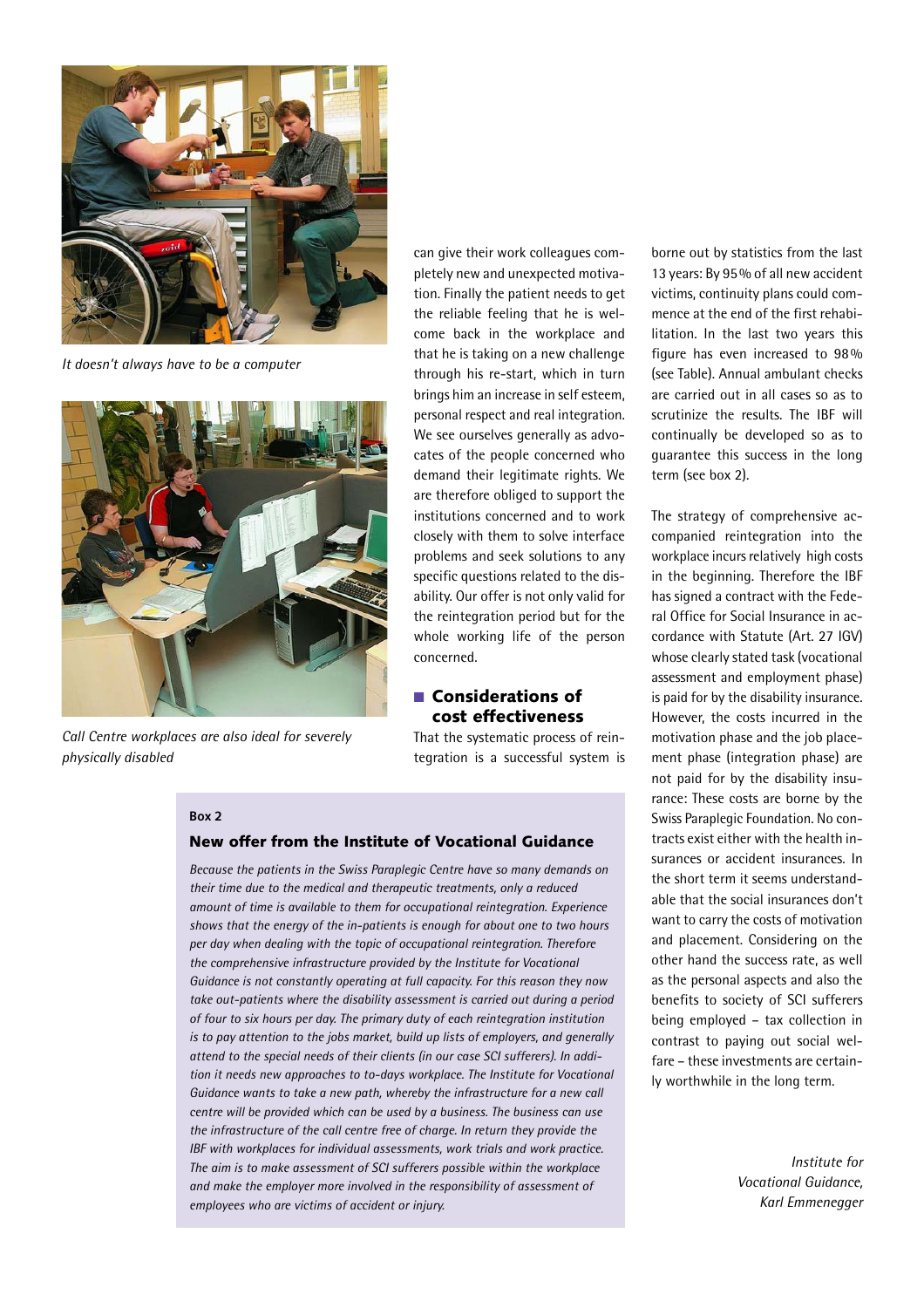*It doesn't always have to be a computer*

*Call Centre workplaces are also ideal for severely physically disabled*

can give their work colleagues completely new and unexpected motivation. Finally the patient needs to get the reliable feeling that he is welcome back in the workplace and that he is taking on a new challenge through his re-start, which in turn brings him an increase in self esteem, personal respect and real integration. We see ourselves generally as advocates of the people concerned who demand their legitimate rights. We are therefore obliged to support the institutions concerned and to work closely with them to solve interface problems and seek solutions to any specific questions related to the disability. Our offer is not only valid for the reintegration period but for the whole working life of the person concerned.

## Considerations of cost effectiveness

That the systematic process of reintegration is a successful system is borne out by statistics from the last 13 years: By 95 % of all new accident victims, continuity plans could commence at the end of the first rehabilitation. In the last two years this figure has even increased to 98 % (see Table). Annual ambulant checks are carried out in all cases so as to scrutinize the results. The IBF will continually be developed so as to guarantee this success in the long term (see box 2).

The strategy of comprehensive accompanied reintegration into the workplace incurs relatively high costs in the beginning. Therefore the IBF has signed a contract with the Federal Office for Social Insurance in accordance with Statute (Art. 27 IGV) whose clearly stated task (vocational assessment and employment phase) is paid for by the disability insurance. However, the costs incurred in the motivation phase and the job placement phase (integration phase) are not paid for by the disability insurance: These costs are borne by the Swiss Paraplegic Foundation. No contracts exist either with the health insurances or accident insurances. In the short term it seems understandable that the social insurances don't want to carry the costs of motivation and placement. Considering on the other hand the success rate, as well as the personal aspects and also the benefits to society of SCI sufferers being employed – tax collection in contrast to paying out social welfare – these investments are certainly worthwhile in the long term.

**Box 2**

### New offer from the Institute of Vocational Guidance

*Because the patients in the Swiss Paraplegic Centre have so many demands on their time due to the medical and therapeutic treatments, only a reduced amount of time is available to them for occupational reintegration. Experience shows that the energy of the in-patients is enough for about one to two hours per day when dealing with the topic of occupational reintegration. Therefore the comprehensive infrastructure provided by the Institute for Vocational Guidance is not constantly operating at full capacity. For this reason they now take out-patients where the disability assessment is carried out during a period of four to six hours per day. The primary duty of each reintegration institution is to pay attention to the jobs market, build up lists of employers, and generally attend to the special needs of their clients (in our case SCI sufferers). In addition it needs new approaches to to-days workplace. The Institute for Vocational Guidance wants to take a new path, whereby the infrastructure for a new call centre will be provided which can be used by a business. The business can use the infrastructure of the call centre free of charge. In return they provide the IBF with workplaces for individual assessments, work trials and work practice. The aim is to make assessment of SCI sufferers possible within the workplace and make the employer more involved in the responsibility of assessment of employees who are victims of accident or injury.*

*Institute for Vocational Guidance, Karl Emmenegger*